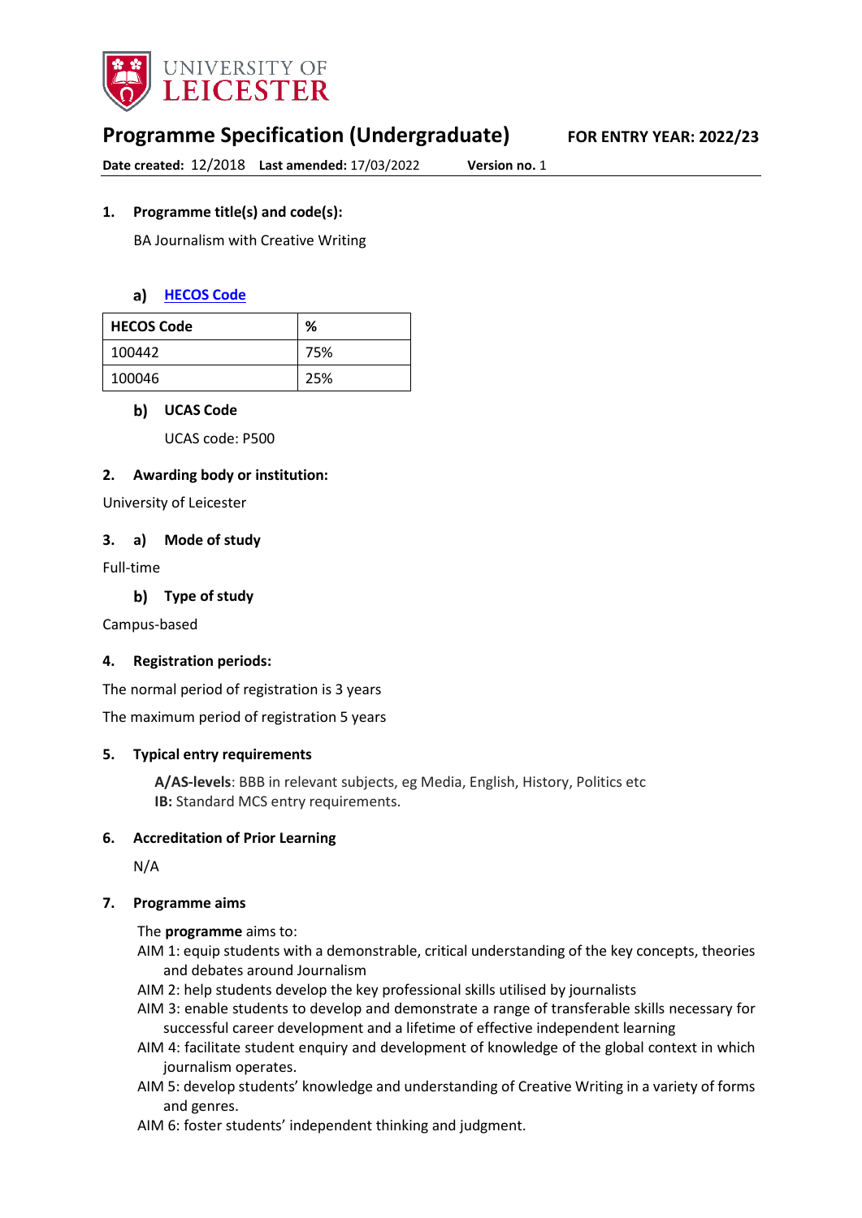UNIVERSITY OF LEICESTER

# Programme Specification (Undergraduate)

**FOR ENTRY YEAR: 2022/23**

**Date created:** 12/2018 **Last amended:** 17/03/2022 **Version no.** 1

## 1. Programme title(s) and code(s):

BA Journalism with Creative Writing

### a) HECOS Code

| HECOS Code | % |
|---|---|
| 100442 | 75% |
| 100046 | 25% |

### b) UCAS Code

UCAS code: P500

## 2. Awarding body or institution:

University of Leicester

## 3. a) Mode of study

Full-time

### b) Type of study

Campus-based

## 4. Registration periods:

The normal period of registration is 3 years

The maximum period of registration 5 years

## 5. Typical entry requirements

**A/AS-levels**: BBB in relevant subjects, eg Media, English, History, Politics etc
**IB:** Standard MCS entry requirements.

## 6. Accreditation of Prior Learning

N/A

## 7. Programme aims

The **programme** aims to:

AIM 1: equip students with a demonstrable, critical understanding of the key concepts, theories and debates around Journalism

AIM 2: help students develop the key professional skills utilised by journalists

AIM 3: enable students to develop and demonstrate a range of transferable skills necessary for successful career development and a lifetime of effective independent learning

AIM 4: facilitate student enquiry and development of knowledge of the global context in which journalism operates.

AIM 5: develop students' knowledge and understanding of Creative Writing in a variety of forms and genres.

AIM 6: foster students' independent thinking and judgment.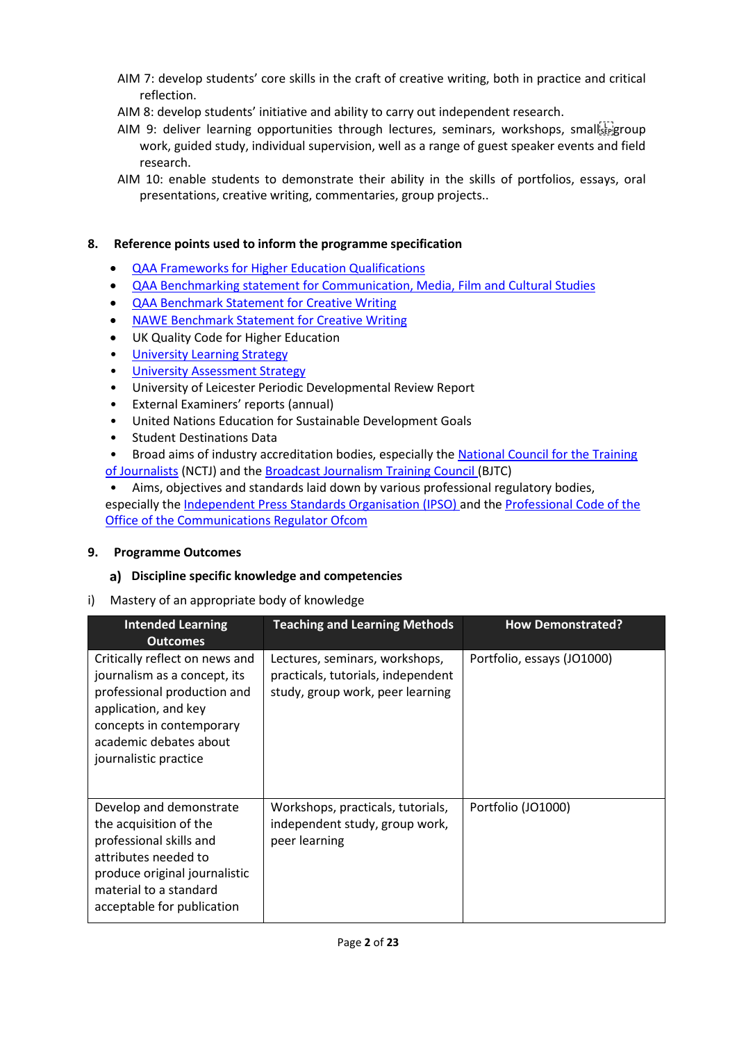AIM 7: develop students' core skills in the craft of creative writing, both in practice and critical reflection.

AIM 8: develop students' initiative and ability to carry out independent research.

AIM 9: deliver learning opportunities through lectures, seminars, workshops, small group work, guided study, individual supervision, well as a range of guest speaker events and field research.

AIM 10: enable students to demonstrate their ability in the skills of portfolios, essays, oral presentations, creative writing, commentaries, group projects..

## 8. Reference points used to inform the programme specification

- QAA Frameworks for Higher Education Qualifications
- QAA Benchmarking statement for Communication, Media, Film and Cultural Studies
- QAA Benchmark Statement for Creative Writing
- NAWE Benchmark Statement for Creative Writing
- UK Quality Code for Higher Education
- University Learning Strategy
- University Assessment Strategy
- University of Leicester Periodic Developmental Review Report
- External Examiners' reports (annual)
- United Nations Education for Sustainable Development Goals
- Student Destinations Data
- Broad aims of industry accreditation bodies, especially the National Council for the Training of Journalists (NCTJ) and the Broadcast Journalism Training Council (BJTC)
- Aims, objectives and standards laid down by various professional regulatory bodies, especially the Independent Press Standards Organisation (IPSO) and the Professional Code of the Office of the Communications Regulator Ofcom

## 9. Programme Outcomes

### a) Discipline specific knowledge and competencies

i) Mastery of an appropriate body of knowledge

| Intended Learning Outcomes | Teaching and Learning Methods | How Demonstrated? |
|---|---|---|
| Critically reflect on news and journalism as a concept, its professional production and application, and key concepts in contemporary academic debates about journalistic practice | Lectures, seminars, workshops, practicals, tutorials, independent study, group work, peer learning | Portfolio, essays (JO1000) |
| Develop and demonstrate the acquisition of the professional skills and attributes needed to produce original journalistic material to a standard acceptable for publication | Workshops, practicals, tutorials, independent study, group work, peer learning | Portfolio (JO1000) |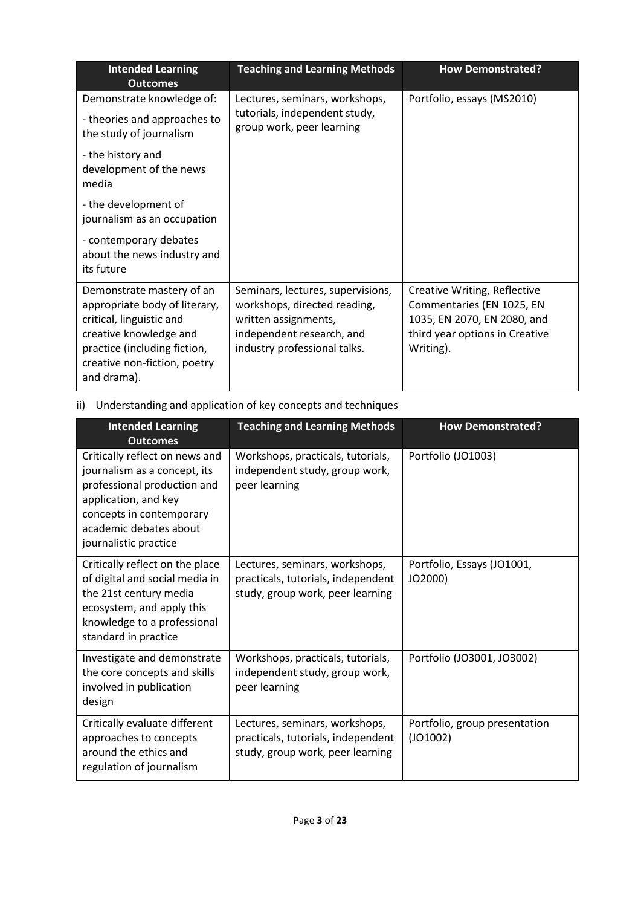| Intended Learning Outcomes | Teaching and Learning Methods | How Demonstrated? |
|---|---|---|
| Demonstrate knowledge of:<br>- theories and approaches to the study of journalism<br>- the history and development of the news media<br>- the development of journalism as an occupation<br>- contemporary debates about the news industry and its future | Lectures, seminars, workshops, tutorials, independent study, group work, peer learning | Portfolio, essays (MS2010) |
| Demonstrate mastery of an appropriate body of literary, critical, linguistic and creative knowledge and practice (including fiction, creative non-fiction, poetry and drama). | Seminars, lectures, supervisions, workshops, directed reading, written assignments, independent research, and industry professional talks. | Creative Writing, Reflective Commentaries (EN 1025, EN 1035, EN 2070, EN 2080, and third year options in Creative Writing). |

ii) Understanding and application of key concepts and techniques

| Intended Learning Outcomes | Teaching and Learning Methods | How Demonstrated? |
|---|---|---|
| Critically reflect on news and journalism as a concept, its professional production and application, and key concepts in contemporary academic debates about journalistic practice | Workshops, practicals, tutorials, independent study, group work, peer learning | Portfolio (JO1003) |
| Critically reflect on the place of digital and social media in the 21st century media ecosystem, and apply this knowledge to a professional standard in practice | Lectures, seminars, workshops, practicals, tutorials, independent study, group work, peer learning | Portfolio, Essays (JO1001, JO2000) |
| Investigate and demonstrate the core concepts and skills involved in publication design | Workshops, practicals, tutorials, independent study, group work, peer learning | Portfolio (JO3001, JO3002) |
| Critically evaluate different approaches to concepts around the ethics and regulation of journalism | Lectures, seminars, workshops, practicals, tutorials, independent study, group work, peer learning | Portfolio, group presentation (JO1002) |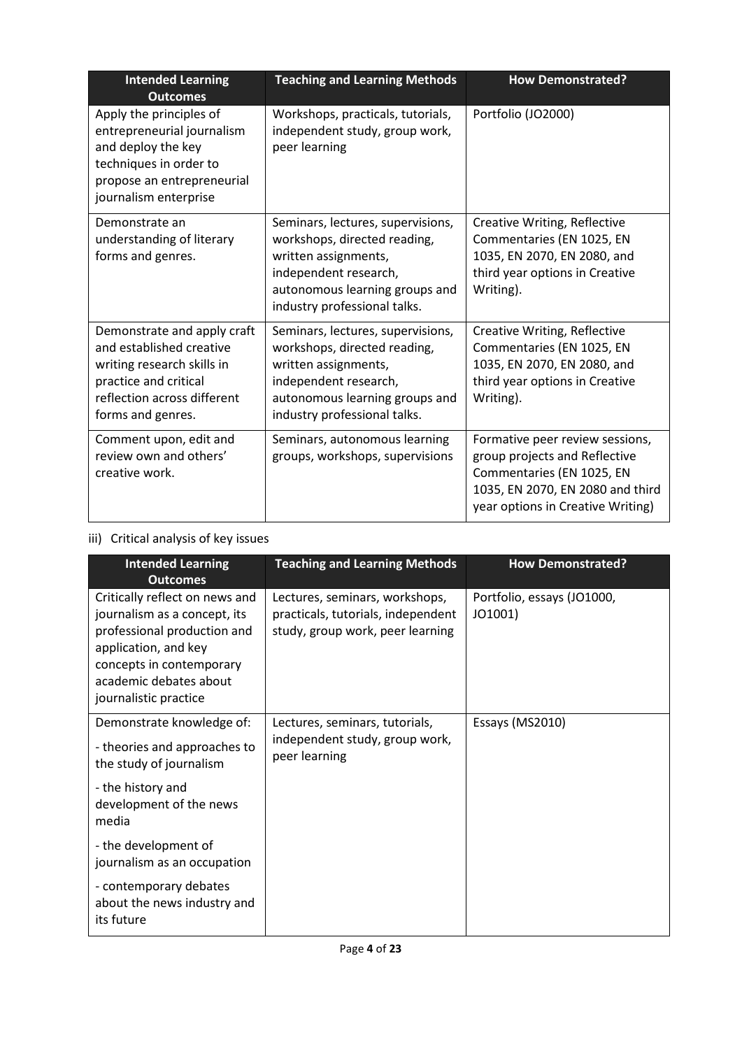| Intended Learning Outcomes | Teaching and Learning Methods | How Demonstrated? |
| --- | --- | --- |
| Apply the principles of entrepreneurial journalism and deploy the key techniques in order to propose an entrepreneurial journalism enterprise | Workshops, practicals, tutorials, independent study, group work, peer learning | Portfolio (JO2000) |
| Demonstrate an understanding of literary forms and genres. | Seminars, lectures, supervisions, workshops, directed reading, written assignments, independent research, autonomous learning groups and industry professional talks. | Creative Writing, Reflective Commentaries (EN 1025, EN 1035, EN 2070, EN 2080, and third year options in Creative Writing). |
| Demonstrate and apply craft and established creative writing research skills in practice and critical reflection across different forms and genres. | Seminars, lectures, supervisions, workshops, directed reading, written assignments, independent research, autonomous learning groups and industry professional talks. | Creative Writing, Reflective Commentaries (EN 1025, EN 1035, EN 2070, EN 2080, and third year options in Creative Writing). |
| Comment upon, edit and review own and others' creative work. | Seminars, autonomous learning groups, workshops, supervisions | Formative peer review sessions, group projects and Reflective Commentaries (EN 1025, EN 1035, EN 2070, EN 2080 and third year options in Creative Writing) |

iii) Critical analysis of key issues

| Intended Learning Outcomes | Teaching and Learning Methods | How Demonstrated? |
| --- | --- | --- |
| Critically reflect on news and journalism as a concept, its professional production and application, and key concepts in contemporary academic debates about journalistic practice | Lectures, seminars, workshops, practicals, tutorials, independent study, group work, peer learning | Portfolio, essays (JO1000, JO1001) |
| Demonstrate knowledge of:<br>- theories and approaches to the study of journalism<br>- the history and development of the news media<br>- the development of journalism as an occupation<br>- contemporary debates about the news industry and its future | Lectures, seminars, tutorials, independent study, group work, peer learning | Essays (MS2010) |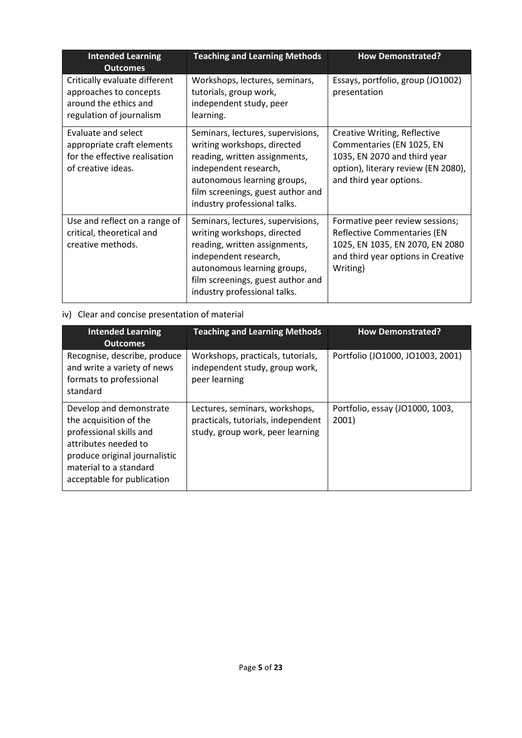| Intended Learning Outcomes | Teaching and Learning Methods | How Demonstrated? |
|---|---|---|
| Critically evaluate different approaches to concepts around the ethics and regulation of journalism | Workshops, lectures, seminars, tutorials, group work, independent study, peer learning. | Essays, portfolio, group (JO1002) presentation |
| Evaluate and select appropriate craft elements for the effective realisation of creative ideas. | Seminars, lectures, supervisions, writing workshops, directed reading, written assignments, independent research, autonomous learning groups, film screenings, guest author and industry professional talks. | Creative Writing, Reflective Commentaries (EN 1025, EN 1035, EN 2070 and third year option), literary review (EN 2080), and third year options. |
| Use and reflect on a range of critical, theoretical and creative methods. | Seminars, lectures, supervisions, writing workshops, directed reading, written assignments, independent research, autonomous learning groups, film screenings, guest author and industry professional talks. | Formative peer review sessions; Reflective Commentaries (EN 1025, EN 1035, EN 2070, EN 2080 and third year options in Creative Writing) |

iv) Clear and concise presentation of material

| Intended Learning Outcomes | Teaching and Learning Methods | How Demonstrated? |
|---|---|---|
| Recognise, describe, produce and write a variety of news formats to professional standard | Workshops, practicals, tutorials, independent study, group work, peer learning | Portfolio (JO1000, JO1003, 2001) |
| Develop and demonstrate the acquisition of the professional skills and attributes needed to produce original journalistic material to a standard acceptable for publication | Lectures, seminars, workshops, practicals, tutorials, independent study, group work, peer learning | Portfolio, essay (JO1000, 1003, 2001) |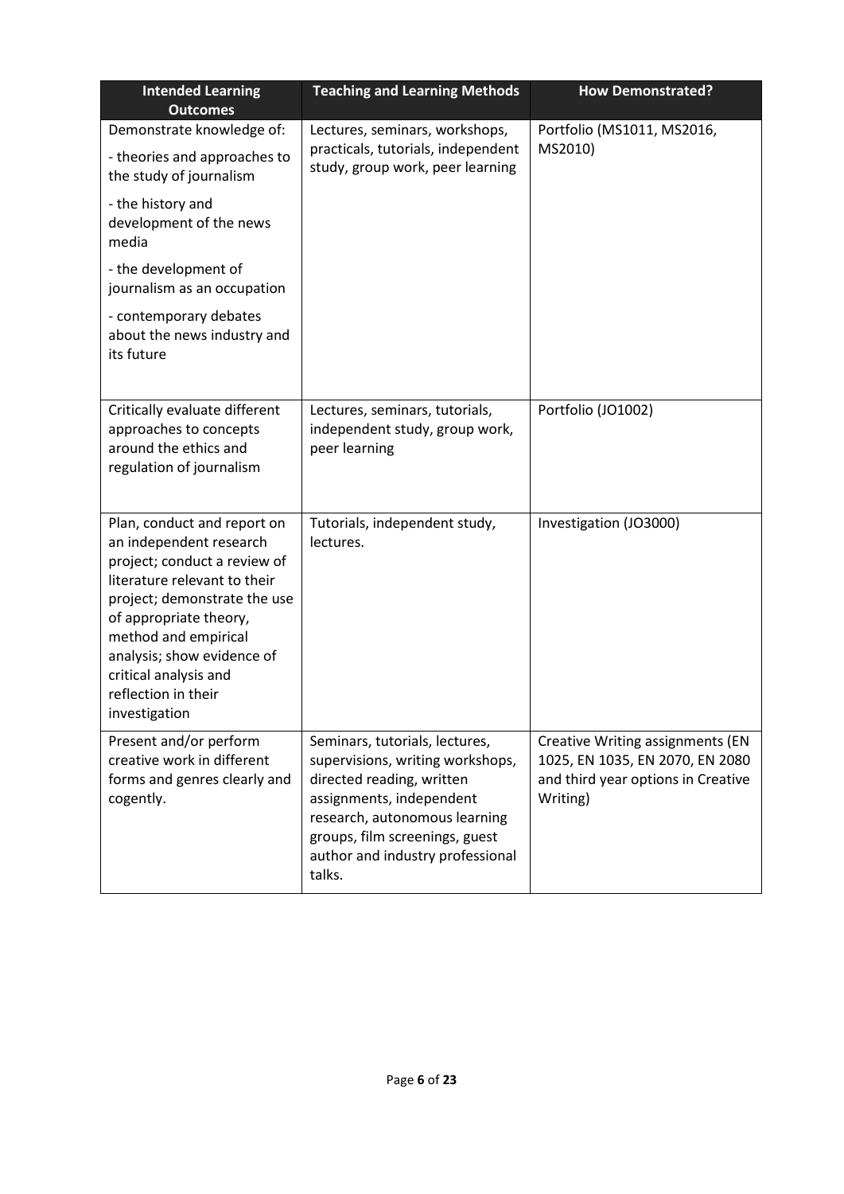| Intended Learning Outcomes | Teaching and Learning Methods | How Demonstrated? |
| --- | --- | --- |
| Demonstrate knowledge of:<br>- theories and approaches to the study of journalism<br>- the history and development of the news media<br>- the development of journalism as an occupation<br>- contemporary debates about the news industry and its future | Lectures, seminars, workshops, practicals, tutorials, independent study, group work, peer learning | Portfolio (MS1011, MS2016, MS2010) |
| Critically evaluate different approaches to concepts around the ethics and regulation of journalism | Lectures, seminars, tutorials, independent study, group work, peer learning | Portfolio (JO1002) |
| Plan, conduct and report on an independent research project; conduct a review of literature relevant to their project; demonstrate the use of appropriate theory, method and empirical analysis; show evidence of critical analysis and reflection in their investigation | Tutorials, independent study, lectures. | Investigation (JO3000) |
| Present and/or perform creative work in different forms and genres clearly and cogently. | Seminars, tutorials, lectures, supervisions, writing workshops, directed reading, written assignments, independent research, autonomous learning groups, film screenings, guest author and industry professional talks. | Creative Writing assignments (EN 1025, EN 1035, EN 2070, EN 2080 and third year options in Creative Writing) |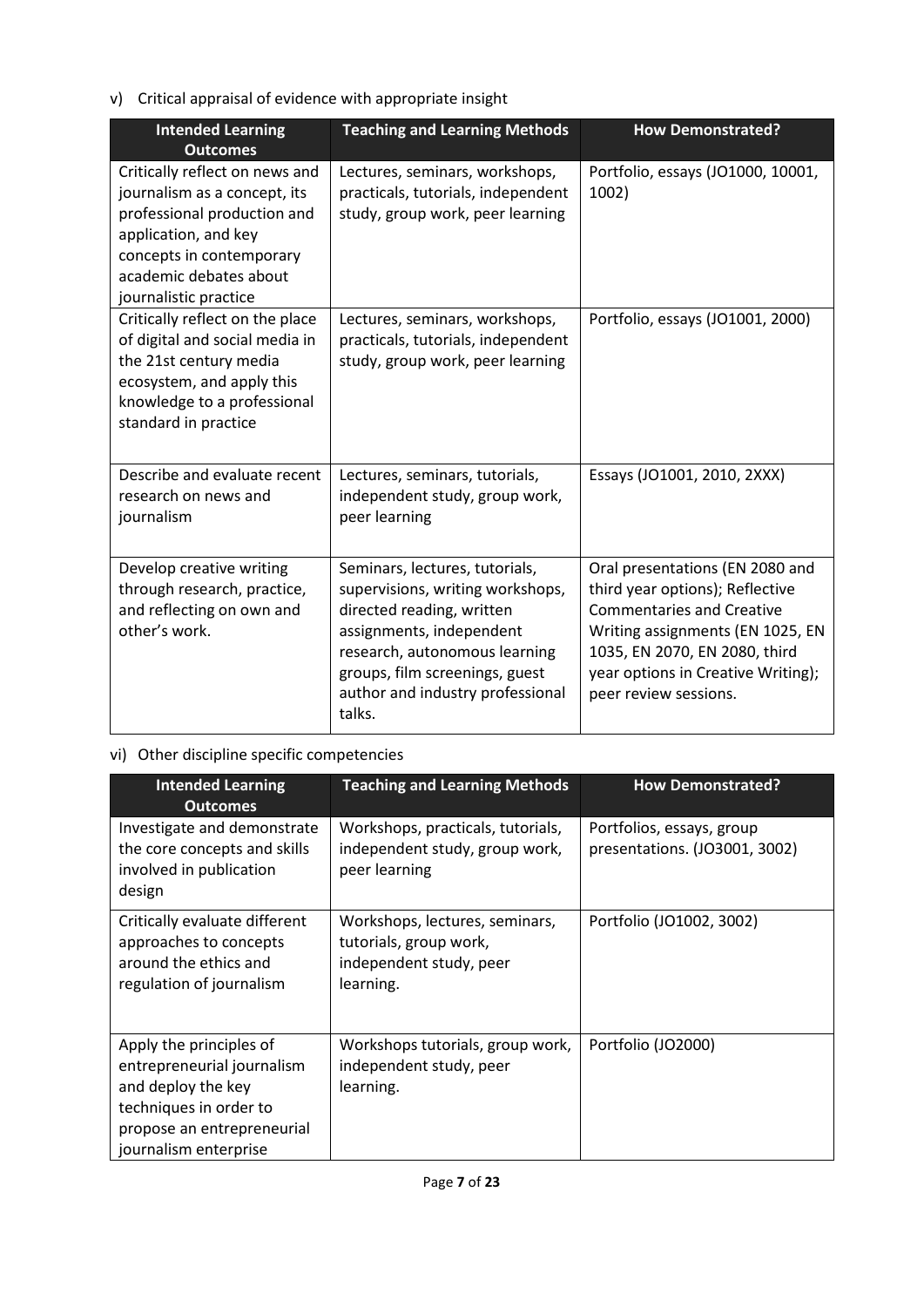v) Critical appraisal of evidence with appropriate insight

| Intended Learning Outcomes | Teaching and Learning Methods | How Demonstrated? |
|---|---|---|
| Critically reflect on news and journalism as a concept, its professional production and application, and key concepts in contemporary academic debates about journalistic practice | Lectures, seminars, workshops, practicals, tutorials, independent study, group work, peer learning | Portfolio, essays (JO1000, 10001, 1002) |
| Critically reflect on the place of digital and social media in the 21st century media ecosystem, and apply this knowledge to a professional standard in practice | Lectures, seminars, workshops, practicals, tutorials, independent study, group work, peer learning | Portfolio, essays (JO1001, 2000) |
| Describe and evaluate recent research on news and journalism | Lectures, seminars, tutorials, independent study, group work, peer learning | Essays (JO1001, 2010, 2XXX) |
| Develop creative writing through research, practice, and reflecting on own and other's work. | Seminars, lectures, tutorials, supervisions, writing workshops, directed reading, written assignments, independent research, autonomous learning groups, film screenings, guest author and industry professional talks. | Oral presentations (EN 2080 and third year options); Reflective Commentaries and Creative Writing assignments (EN 1025, EN 1035, EN 2070, EN 2080, third year options in Creative Writing); peer review sessions. |

vi) Other discipline specific competencies

| Intended Learning Outcomes | Teaching and Learning Methods | How Demonstrated? |
|---|---|---|
| Investigate and demonstrate the core concepts and skills involved in publication design | Workshops, practicals, tutorials, independent study, group work, peer learning | Portfolios, essays, group presentations. (JO3001, 3002) |
| Critically evaluate different approaches to concepts around the ethics and regulation of journalism | Workshops, lectures, seminars, tutorials, group work, independent study, peer learning. | Portfolio (JO1002, 3002) |
| Apply the principles of entrepreneurial journalism and deploy the key techniques in order to propose an entrepreneurial journalism enterprise | Workshops tutorials, group work, independent study, peer learning. | Portfolio (JO2000) |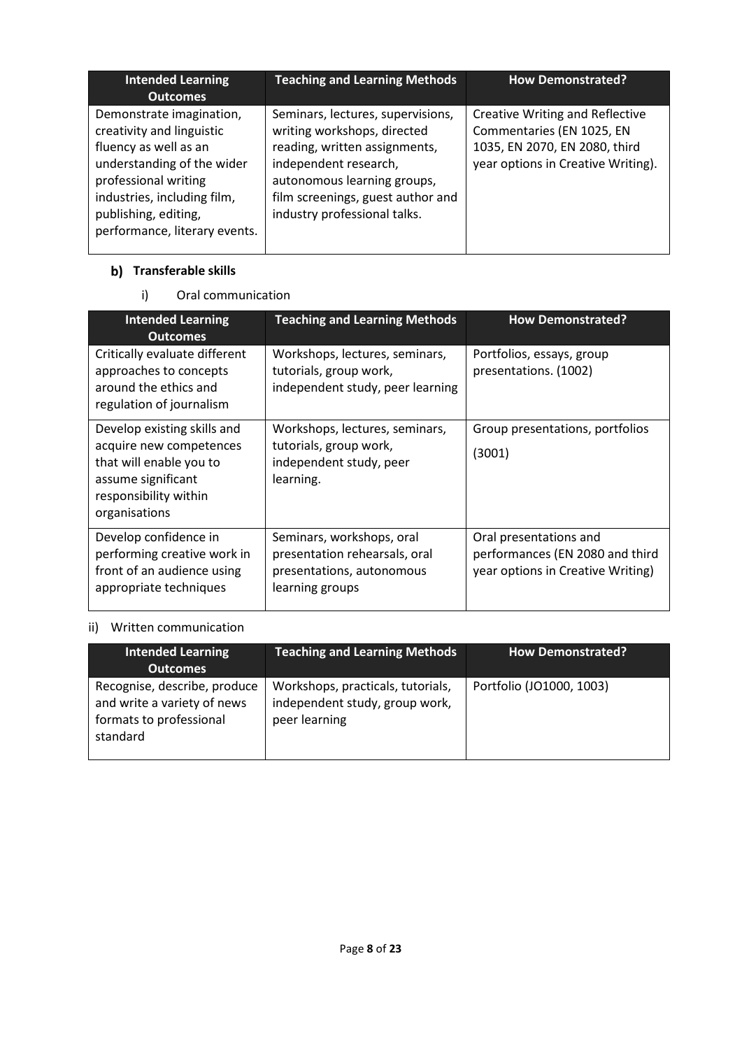| Intended Learning Outcomes | Teaching and Learning Methods | How Demonstrated? |
|---|---|---|
| Demonstrate imagination, creativity and linguistic fluency as well as an understanding of the wider professional writing industries, including film, publishing, editing, performance, literary events. | Seminars, lectures, supervisions, writing workshops, directed reading, written assignments, independent research, autonomous learning groups, film screenings, guest author and industry professional talks. | Creative Writing and Reflective Commentaries (EN 1025, EN 1035, EN 2070, EN 2080, third year options in Creative Writing). |

### b) Transferable skills

i) Oral communication

| Intended Learning Outcomes | Teaching and Learning Methods | How Demonstrated? |
|---|---|---|
| Critically evaluate different approaches to concepts around the ethics and regulation of journalism | Workshops, lectures, seminars, tutorials, group work, independent study, peer learning | Portfolios, essays, group presentations. (1002) |
| Develop existing skills and acquire new competences that will enable you to assume significant responsibility within organisations | Workshops, lectures, seminars, tutorials, group work, independent study, peer learning. | Group presentations, portfolios (3001) |
| Develop confidence in performing creative work in front of an audience using appropriate techniques | Seminars, workshops, oral presentation rehearsals, oral presentations, autonomous learning groups | Oral presentations and performances (EN 2080 and third year options in Creative Writing) |

ii) Written communication

| Intended Learning Outcomes | Teaching and Learning Methods | How Demonstrated? |
|---|---|---|
| Recognise, describe, produce and write a variety of news formats to professional standard | Workshops, practicals, tutorials, independent study, group work, peer learning | Portfolio (JO1000, 1003) |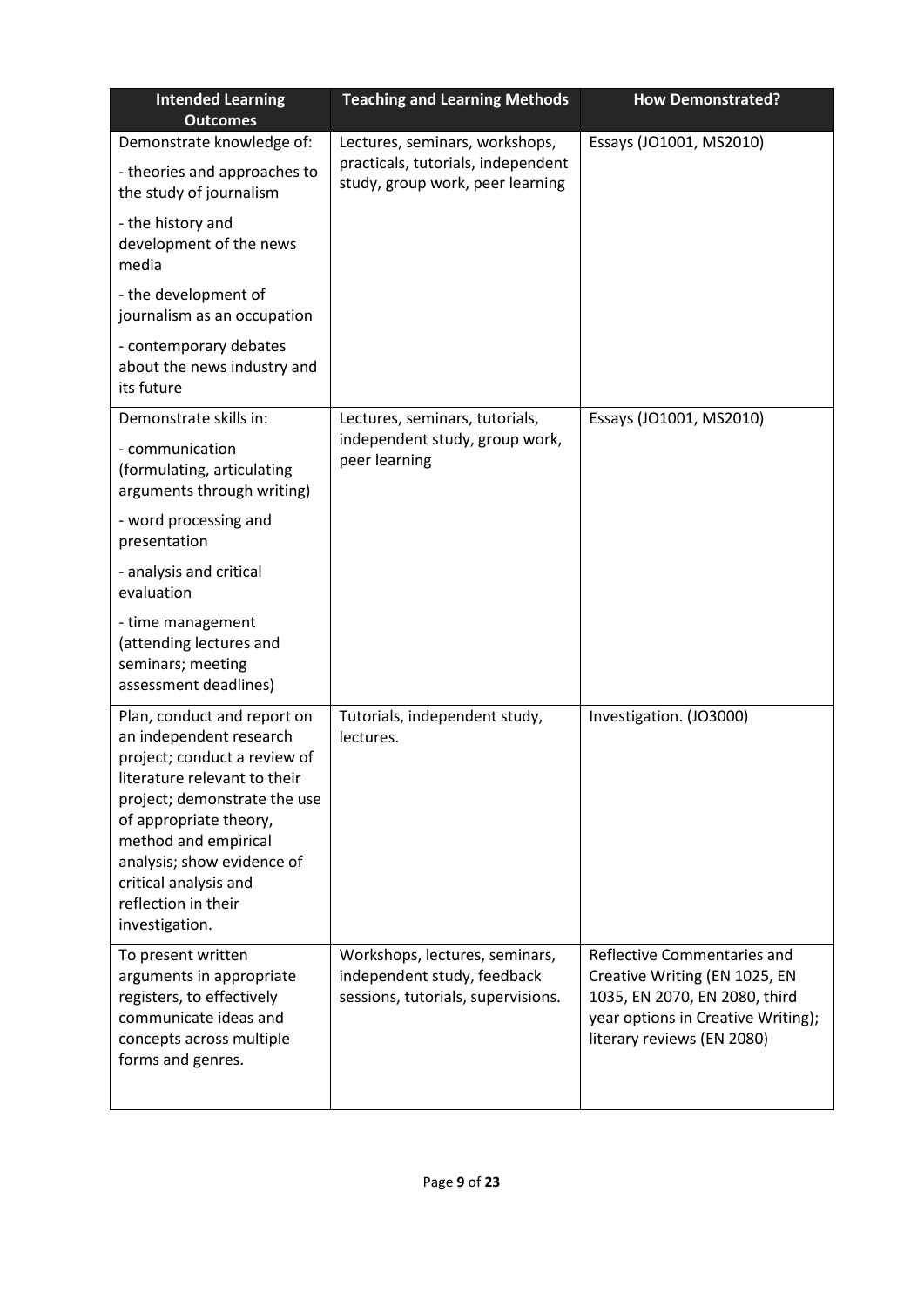| Intended Learning Outcomes | Teaching and Learning Methods | How Demonstrated? |
| --- | --- | --- |
| Demonstrate knowledge of:<br>- theories and approaches to the study of journalism<br>- the history and development of the news media<br>- the development of journalism as an occupation<br>- contemporary debates about the news industry and its future | Lectures, seminars, workshops, practicals, tutorials, independent study, group work, peer learning | Essays (JO1001, MS2010) |
| Demonstrate skills in:<br>- communication (formulating, articulating arguments through writing)<br>- word processing and presentation<br>- analysis and critical evaluation<br>- time management (attending lectures and seminars; meeting assessment deadlines) | Lectures, seminars, tutorials, independent study, group work, peer learning | Essays (JO1001, MS2010) |
| Plan, conduct and report on an independent research project; conduct a review of literature relevant to their project; demonstrate the use of appropriate theory, method and empirical analysis; show evidence of critical analysis and reflection in their investigation. | Tutorials, independent study, lectures. | Investigation. (JO3000) |
| To present written arguments in appropriate registers, to effectively communicate ideas and concepts across multiple forms and genres. | Workshops, lectures, seminars, independent study, feedback sessions, tutorials, supervisions. | Reflective Commentaries and Creative Writing (EN 1025, EN 1035, EN 2070, EN 2080, third year options in Creative Writing); literary reviews (EN 2080) |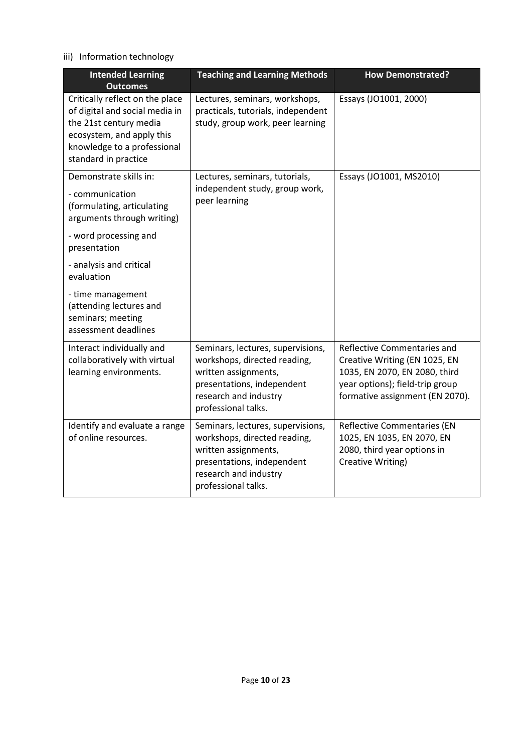iii) Information technology

| Intended Learning Outcomes | Teaching and Learning Methods | How Demonstrated? |
|---|---|---|
| Critically reflect on the place of digital and social media in the 21st century media ecosystem, and apply this knowledge to a professional standard in practice | Lectures, seminars, workshops, practicals, tutorials, independent study, group work, peer learning | Essays (JO1001, 2000) |
| Demonstrate skills in:<br>- communication (formulating, articulating arguments through writing)<br>- word processing and presentation<br>- analysis and critical evaluation<br>- time management (attending lectures and seminars; meeting assessment deadlines | Lectures, seminars, tutorials, independent study, group work, peer learning | Essays (JO1001, MS2010) |
| Interact individually and collaboratively with virtual learning environments. | Seminars, lectures, supervisions, workshops, directed reading, written assignments, presentations, independent research and industry professional talks. | Reflective Commentaries and Creative Writing (EN 1025, EN 1035, EN 2070, EN 2080, third year options); field-trip group formative assignment (EN 2070). |
| Identify and evaluate a range of online resources. | Seminars, lectures, supervisions, workshops, directed reading, written assignments, presentations, independent research and industry professional talks. | Reflective Commentaries (EN 1025, EN 1035, EN 2070, EN 2080, third year options in Creative Writing) |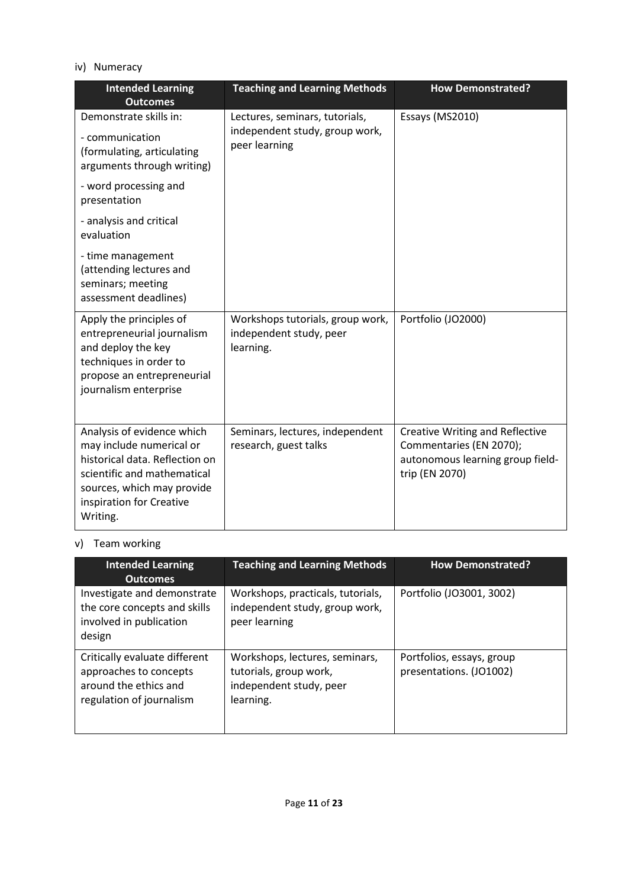iv) Numeracy

| Intended Learning Outcomes | Teaching and Learning Methods | How Demonstrated? |
|---|---|---|
| Demonstrate skills in:<br>- communication (formulating, articulating arguments through writing)<br>- word processing and presentation<br>- analysis and critical evaluation<br>- time management (attending lectures and seminars; meeting assessment deadlines) | Lectures, seminars, tutorials, independent study, group work, peer learning | Essays (MS2010) |
| Apply the principles of entrepreneurial journalism and deploy the key techniques in order to propose an entrepreneurial journalism enterprise | Workshops tutorials, group work, independent study, peer learning. | Portfolio (JO2000) |
| Analysis of evidence which may include numerical or historical data. Reflection on scientific and mathematical sources, which may provide inspiration for Creative Writing. | Seminars, lectures, independent research, guest talks | Creative Writing and Reflective Commentaries (EN 2070); autonomous learning group field-trip (EN 2070) |

v) Team working

| Intended Learning Outcomes | Teaching and Learning Methods | How Demonstrated? |
|---|---|---|
| Investigate and demonstrate the core concepts and skills involved in publication design | Workshops, practicals, tutorials, independent study, group work, peer learning | Portfolio (JO3001, 3002) |
| Critically evaluate different approaches to concepts around the ethics and regulation of journalism | Workshops, lectures, seminars, tutorials, group work, independent study, peer learning. | Portfolios, essays, group presentations. (JO1002) |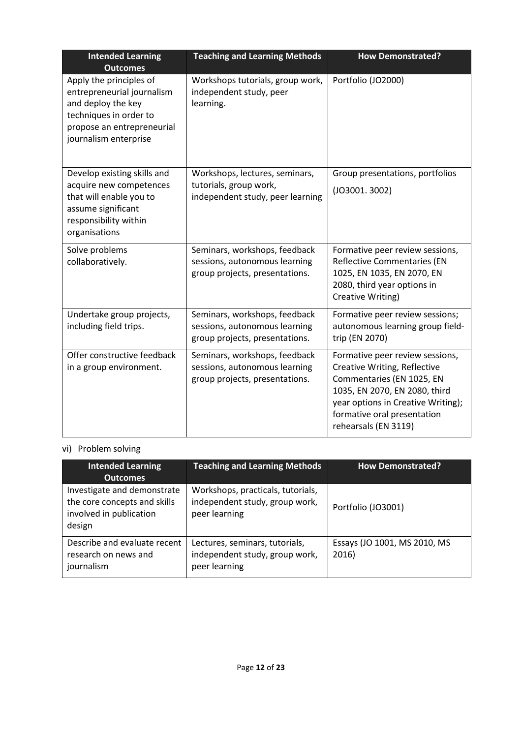| Intended Learning Outcomes | Teaching and Learning Methods | How Demonstrated? |
| --- | --- | --- |
| Apply the principles of entrepreneurial journalism and deploy the key techniques in order to propose an entrepreneurial journalism enterprise | Workshops tutorials, group work, independent study, peer learning. | Portfolio (JO2000) |
| Develop existing skills and acquire new competences that will enable you to assume significant responsibility within organisations | Workshops, lectures, seminars, tutorials, group work, independent study, peer learning | Group presentations, portfolios (JO3001. 3002) |
| Solve problems collaboratively. | Seminars, workshops, feedback sessions, autonomous learning group projects, presentations. | Formative peer review sessions, Reflective Commentaries (EN 1025, EN 1035, EN 2070, EN 2080, third year options in Creative Writing) |
| Undertake group projects, including field trips. | Seminars, workshops, feedback sessions, autonomous learning group projects, presentations. | Formative peer review sessions; autonomous learning group field-trip (EN 2070) |
| Offer constructive feedback in a group environment. | Seminars, workshops, feedback sessions, autonomous learning group projects, presentations. | Formative peer review sessions, Creative Writing, Reflective Commentaries (EN 1025, EN 1035, EN 2070, EN 2080, third year options in Creative Writing); formative oral presentation rehearsals (EN 3119) |

vi) Problem solving

| Intended Learning Outcomes | Teaching and Learning Methods | How Demonstrated? |
| --- | --- | --- |
| Investigate and demonstrate the core concepts and skills involved in publication design | Workshops, practicals, tutorials, independent study, group work, peer learning | Portfolio (JO3001) |
| Describe and evaluate recent research on news and journalism | Lectures, seminars, tutorials, independent study, group work, peer learning | Essays (JO 1001, MS 2010, MS 2016) |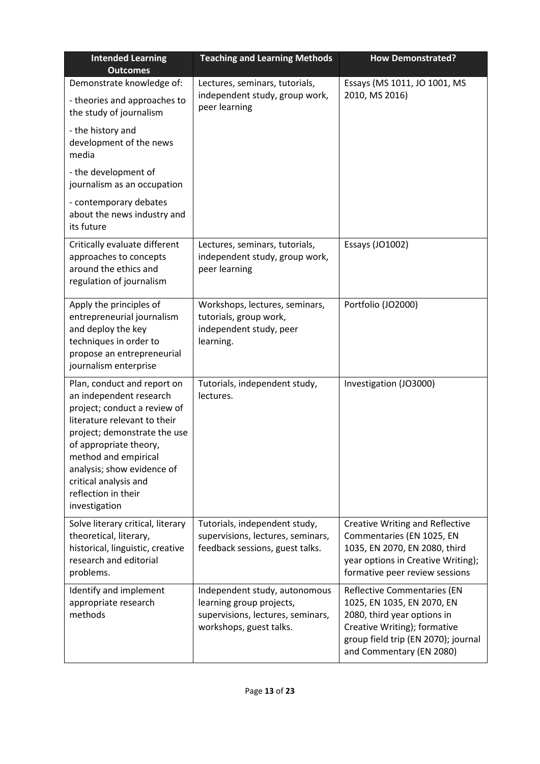| Intended Learning Outcomes | Teaching and Learning Methods | How Demonstrated? |
|---|---|---|
| Demonstrate knowledge of:<br>- theories and approaches to the study of journalism<br>- the history and development of the news media<br>- the development of journalism as an occupation<br>- contemporary debates about the news industry and its future | Lectures, seminars, tutorials, independent study, group work, peer learning | Essays (MS 1011, JO 1001, MS 2010, MS 2016) |
| Critically evaluate different approaches to concepts around the ethics and regulation of journalism | Lectures, seminars, tutorials, independent study, group work, peer learning | Essays (JO1002) |
| Apply the principles of entrepreneurial journalism and deploy the key techniques in order to propose an entrepreneurial journalism enterprise | Workshops, lectures, seminars, tutorials, group work, independent study, peer learning. | Portfolio (JO2000) |
| Plan, conduct and report on an independent research project; conduct a review of literature relevant to their project; demonstrate the use of appropriate theory, method and empirical analysis; show evidence of critical analysis and reflection in their investigation | Tutorials, independent study, lectures. | Investigation (JO3000) |
| Solve literary critical, literary theoretical, literary, historical, linguistic, creative research and editorial problems. | Tutorials, independent study, supervisions, lectures, seminars, feedback sessions, guest talks. | Creative Writing and Reflective Commentaries (EN 1025, EN 1035, EN 2070, EN 2080, third year options in Creative Writing); formative peer review sessions |
| Identify and implement appropriate research methods | Independent study, autonomous learning group projects, supervisions, lectures, seminars, workshops, guest talks. | Reflective Commentaries (EN 1025, EN 1035, EN 2070, EN 2080, third year options in Creative Writing); formative group field trip (EN 2070); journal and Commentary (EN 2080) |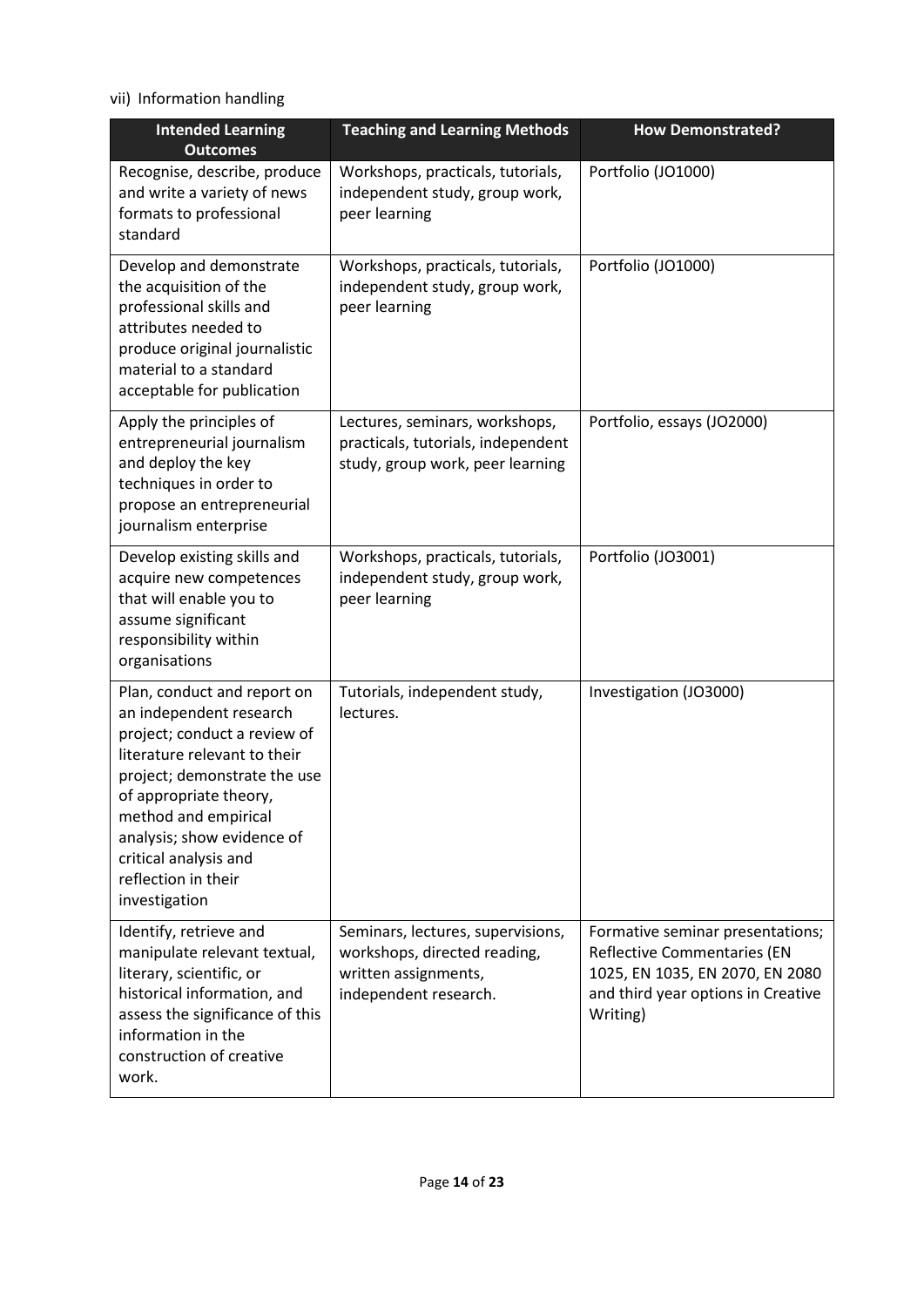vii) Information handling

| Intended Learning Outcomes | Teaching and Learning Methods | How Demonstrated? |
| --- | --- | --- |
| Recognise, describe, produce and write a variety of news formats to professional standard | Workshops, practicals, tutorials, independent study, group work, peer learning | Portfolio (JO1000) |
| Develop and demonstrate the acquisition of the professional skills and attributes needed to produce original journalistic material to a standard acceptable for publication | Workshops, practicals, tutorials, independent study, group work, peer learning | Portfolio (JO1000) |
| Apply the principles of entrepreneurial journalism and deploy the key techniques in order to propose an entrepreneurial journalism enterprise | Lectures, seminars, workshops, practicals, tutorials, independent study, group work, peer learning | Portfolio, essays (JO2000) |
| Develop existing skills and acquire new competences that will enable you to assume significant responsibility within organisations | Workshops, practicals, tutorials, independent study, group work, peer learning | Portfolio (JO3001) |
| Plan, conduct and report on an independent research project; conduct a review of literature relevant to their project; demonstrate the use of appropriate theory, method and empirical analysis; show evidence of critical analysis and reflection in their investigation | Tutorials, independent study, lectures. | Investigation (JO3000) |
| Identify, retrieve and manipulate relevant textual, literary, scientific, or historical information, and assess the significance of this information in the construction of creative work. | Seminars, lectures, supervisions, workshops, directed reading, written assignments, independent research. | Formative seminar presentations; Reflective Commentaries (EN 1025, EN 1035, EN 2070, EN 2080 and third year options in Creative Writing) |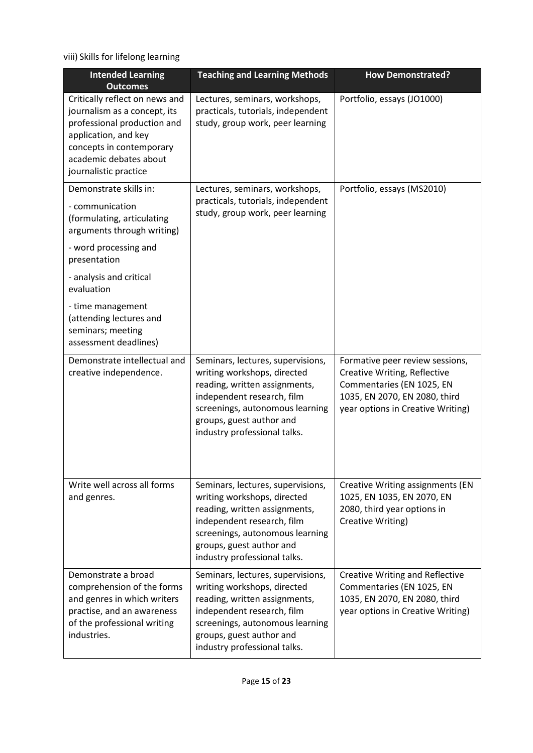viii) Skills for lifelong learning

| Intended Learning Outcomes | Teaching and Learning Methods | How Demonstrated? |
|---|---|---|
| Critically reflect on news and journalism as a concept, its professional production and application, and key concepts in contemporary academic debates about journalistic practice | Lectures, seminars, workshops, practicals, tutorials, independent study, group work, peer learning | Portfolio, essays (JO1000) |
| Demonstrate skills in:<br>- communication (formulating, articulating arguments through writing)<br>- word processing and presentation<br>- analysis and critical evaluation<br>- time management (attending lectures and seminars; meeting assessment deadlines) | Lectures, seminars, workshops, practicals, tutorials, independent study, group work, peer learning | Portfolio, essays (MS2010) |
| Demonstrate intellectual and creative independence. | Seminars, lectures, supervisions, writing workshops, directed reading, written assignments, independent research, film screenings, autonomous learning groups, guest author and industry professional talks. | Formative peer review sessions, Creative Writing, Reflective Commentaries (EN 1025, EN 1035, EN 2070, EN 2080, third year options in Creative Writing) |
| Write well across all forms and genres. | Seminars, lectures, supervisions, writing workshops, directed reading, written assignments, independent research, film screenings, autonomous learning groups, guest author and industry professional talks. | Creative Writing assignments (EN 1025, EN 1035, EN 2070, EN 2080, third year options in Creative Writing) |
| Demonstrate a broad comprehension of the forms and genres in which writers practise, and an awareness of the professional writing industries. | Seminars, lectures, supervisions, writing workshops, directed reading, written assignments, independent research, film screenings, autonomous learning groups, guest author and industry professional talks. | Creative Writing and Reflective Commentaries (EN 1025, EN 1035, EN 2070, EN 2080, third year options in Creative Writing) |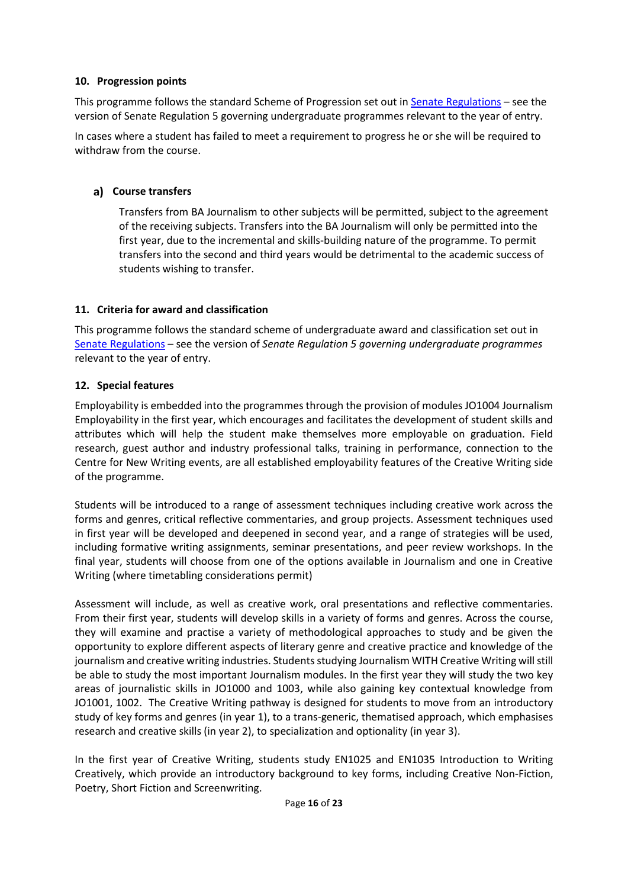### 10. Progression points

This programme follows the standard Scheme of Progression set out in [Senate Regulations] – see the version of Senate Regulation 5 governing undergraduate programmes relevant to the year of entry.

In cases where a student has failed to meet a requirement to progress he or she will be required to withdraw from the course.

#### a) Course transfers

Transfers from BA Journalism to other subjects will be permitted, subject to the agreement of the receiving subjects. Transfers into the BA Journalism will only be permitted into the first year, due to the incremental and skills-building nature of the programme. To permit transfers into the second and third years would be detrimental to the academic success of students wishing to transfer.

### 11. Criteria for award and classification

This programme follows the standard scheme of undergraduate award and classification set out in [Senate Regulations] – see the version of *Senate Regulation 5 governing undergraduate programmes* relevant to the year of entry.

### 12. Special features

Employability is embedded into the programmes through the provision of modules JO1004 Journalism Employability in the first year, which encourages and facilitates the development of student skills and attributes which will help the student make themselves more employable on graduation. Field research, guest author and industry professional talks, training in performance, connection to the Centre for New Writing events, are all established employability features of the Creative Writing side of the programme.

Students will be introduced to a range of assessment techniques including creative work across the forms and genres, critical reflective commentaries, and group projects. Assessment techniques used in first year will be developed and deepened in second year, and a range of strategies will be used, including formative writing assignments, seminar presentations, and peer review workshops. In the final year, students will choose from one of the options available in Journalism and one in Creative Writing (where timetabling considerations permit)

Assessment will include, as well as creative work, oral presentations and reflective commentaries. From their first year, students will develop skills in a variety of forms and genres. Across the course, they will examine and practise a variety of methodological approaches to study and be given the opportunity to explore different aspects of literary genre and creative practice and knowledge of the journalism and creative writing industries. Students studying Journalism WITH Creative Writing will still be able to study the most important Journalism modules. In the first year they will study the two key areas of journalistic skills in JO1000 and 1003, while also gaining key contextual knowledge from JO1001, 1002. The Creative Writing pathway is designed for students to move from an introductory study of key forms and genres (in year 1), to a trans-generic, thematised approach, which emphasises research and creative skills (in year 2), to specialization and optionality (in year 3).

In the first year of Creative Writing, students study EN1025 and EN1035 Introduction to Writing Creatively, which provide an introductory background to key forms, including Creative Non-Fiction, Poetry, Short Fiction and Screenwriting.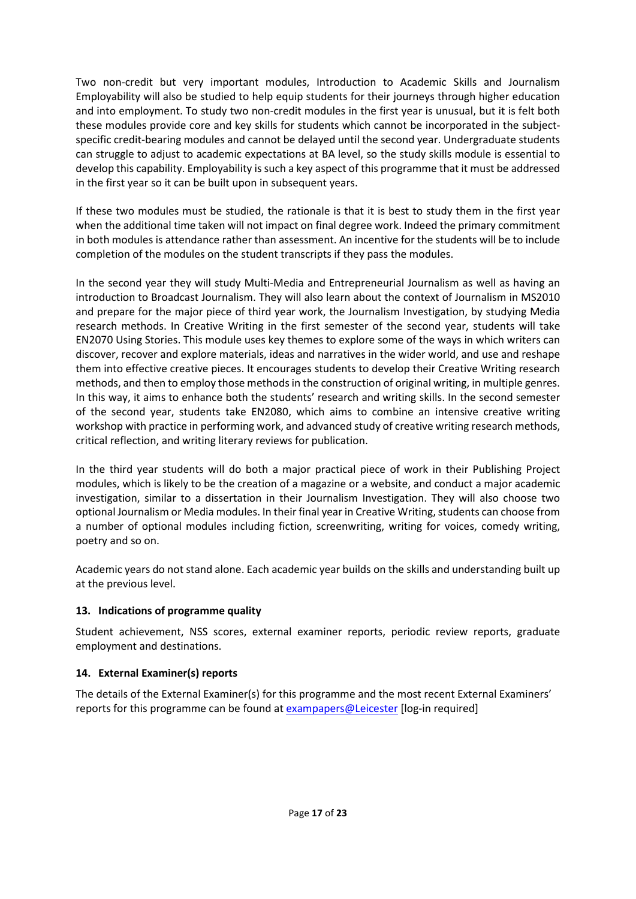Two non-credit but very important modules, Introduction to Academic Skills and Journalism Employability will also be studied to help equip students for their journeys through higher education and into employment. To study two non-credit modules in the first year is unusual, but it is felt both these modules provide core and key skills for students which cannot be incorporated in the subject-specific credit-bearing modules and cannot be delayed until the second year. Undergraduate students can struggle to adjust to academic expectations at BA level, so the study skills module is essential to develop this capability. Employability is such a key aspect of this programme that it must be addressed in the first year so it can be built upon in subsequent years.

If these two modules must be studied, the rationale is that it is best to study them in the first year when the additional time taken will not impact on final degree work. Indeed the primary commitment in both modules is attendance rather than assessment. An incentive for the students will be to include completion of the modules on the student transcripts if they pass the modules.

In the second year they will study Multi-Media and Entrepreneurial Journalism as well as having an introduction to Broadcast Journalism. They will also learn about the context of Journalism in MS2010 and prepare for the major piece of third year work, the Journalism Investigation, by studying Media research methods. In Creative Writing in the first semester of the second year, students will take EN2070 Using Stories. This module uses key themes to explore some of the ways in which writers can discover, recover and explore materials, ideas and narratives in the wider world, and use and reshape them into effective creative pieces. It encourages students to develop their Creative Writing research methods, and then to employ those methods in the construction of original writing, in multiple genres. In this way, it aims to enhance both the students' research and writing skills. In the second semester of the second year, students take EN2080, which aims to combine an intensive creative writing workshop with practice in performing work, and advanced study of creative writing research methods, critical reflection, and writing literary reviews for publication.

In the third year students will do both a major practical piece of work in their Publishing Project modules, which is likely to be the creation of a magazine or a website, and conduct a major academic investigation, similar to a dissertation in their Journalism Investigation. They will also choose two optional Journalism or Media modules. In their final year in Creative Writing, students can choose from a number of optional modules including fiction, screenwriting, writing for voices, comedy writing, poetry and so on.

Academic years do not stand alone. Each academic year builds on the skills and understanding built up at the previous level.

### 13. Indications of programme quality

Student achievement, NSS scores, external examiner reports, periodic review reports, graduate employment and destinations.

### 14. External Examiner(s) reports

The details of the External Examiner(s) for this programme and the most recent External Examiners' reports for this programme can be found at exampapers@Leicester [log-in required]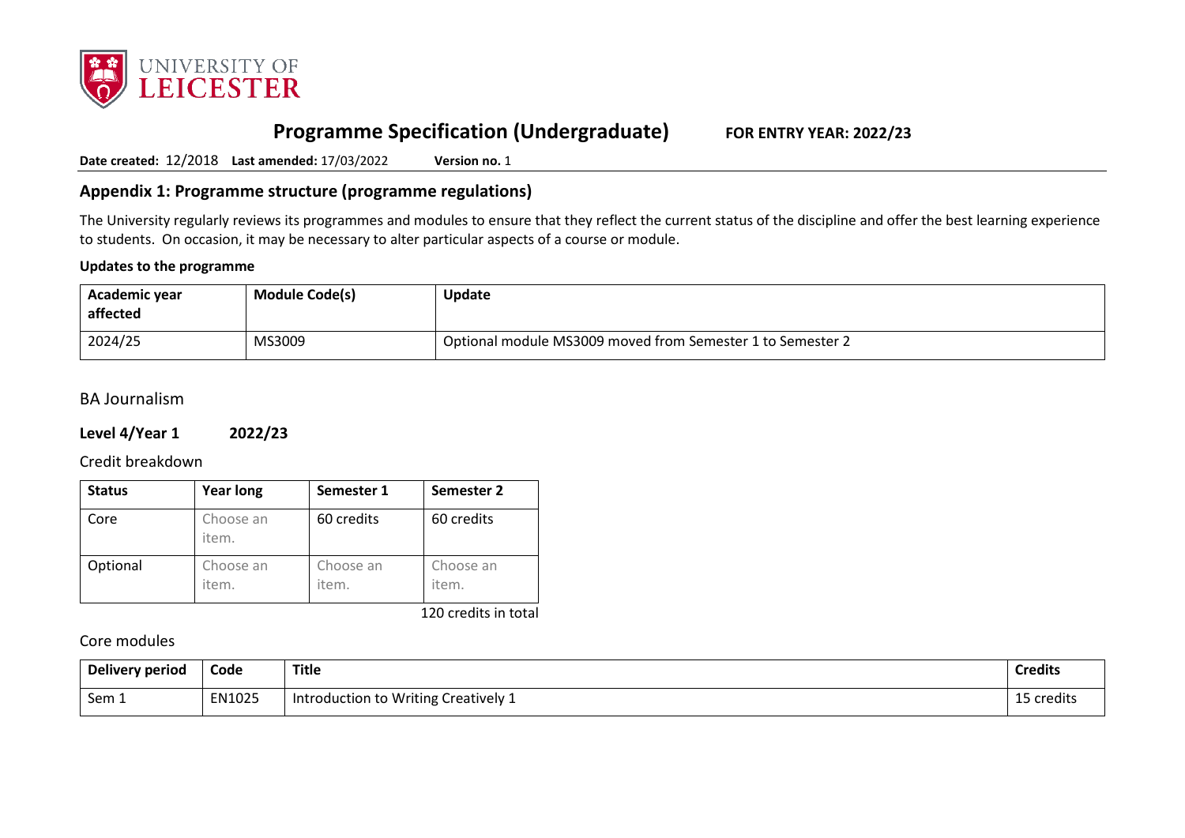# Programme Specification (Undergraduate)    FOR ENTRY YEAR: 2022/23

**Date created:** 12/2018 **Last amended:** 17/03/2022 **Version no.** 1

## Appendix 1: Programme structure (programme regulations)

The University regularly reviews its programmes and modules to ensure that they reflect the current status of the discipline and offer the best learning experience to students. On occasion, it may be necessary to alter particular aspects of a course or module.

**Updates to the programme**

| Academic year affected | Module Code(s) | Update |
|---|---|---|
| 2024/25 | MS3009 | Optional module MS3009 moved from Semester 1 to Semester 2 |

BA Journalism

**Level 4/Year 1    2022/23**

Credit breakdown

| Status | Year long | Semester 1 | Semester 2 |
|---|---|---|---|
| Core | Choose an item. | 60 credits | 60 credits |
| Optional | Choose an item. | Choose an item. | Choose an item. |

120 credits in total

Core modules

| Delivery period | Code | Title | Credits |
|---|---|---|---|
| Sem 1 | EN1025 | Introduction to Writing Creatively 1 | 15 credits |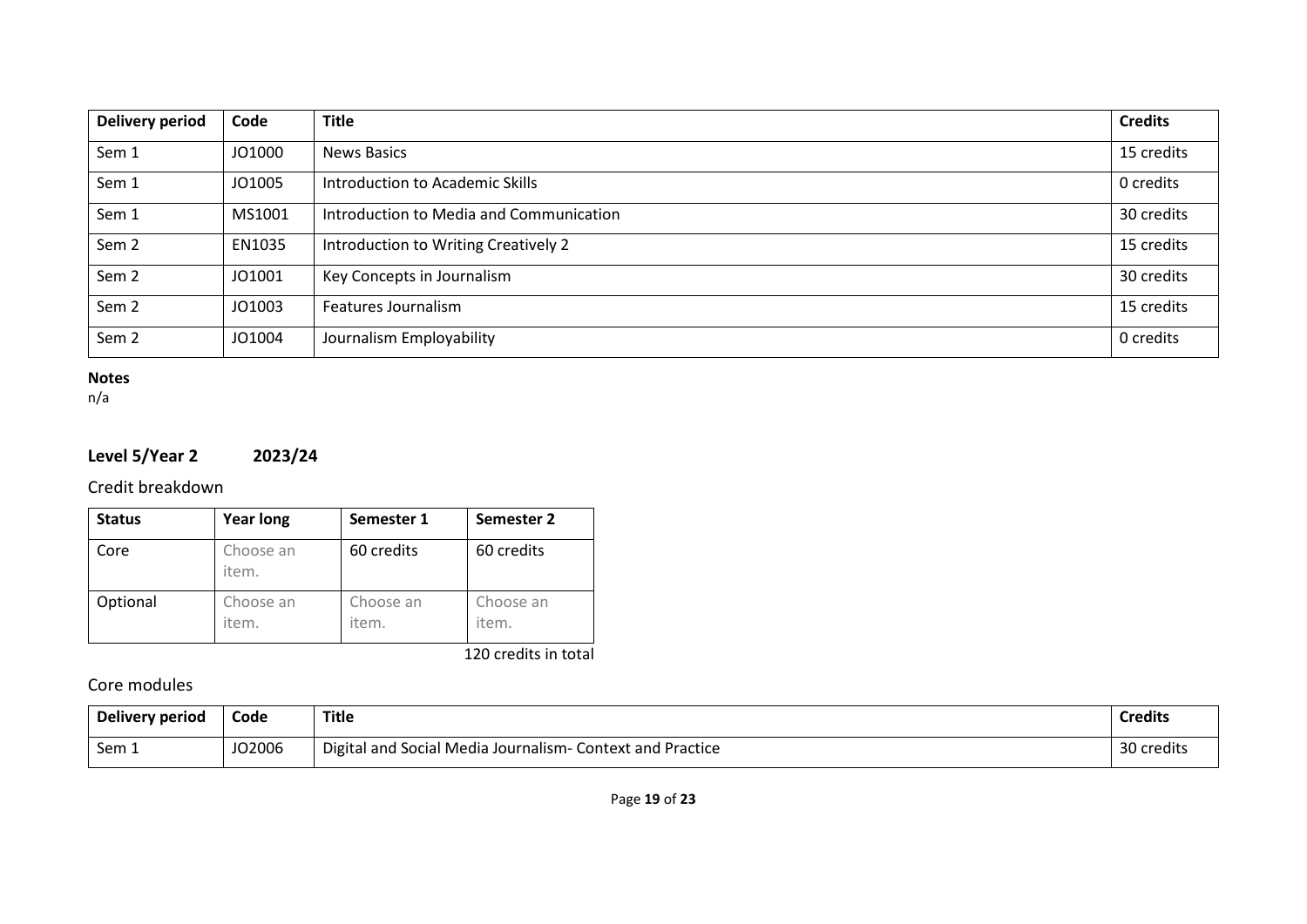| Delivery period | Code | Title | Credits |
|---|---|---|---|
| Sem 1 | JO1000 | News Basics | 15 credits |
| Sem 1 | JO1005 | Introduction to Academic Skills | 0 credits |
| Sem 1 | MS1001 | Introduction to Media and Communication | 30 credits |
| Sem 2 | EN1035 | Introduction to Writing Creatively 2 | 15 credits |
| Sem 2 | JO1001 | Key Concepts in Journalism | 30 credits |
| Sem 2 | JO1003 | Features Journalism | 15 credits |
| Sem 2 | JO1004 | Journalism Employability | 0 credits |

**Notes**
n/a

## Level 5/Year 2 2023/24

### Credit breakdown

| Status | Year long | Semester 1 | Semester 2 |
|---|---|---|---|
| Core | Choose an item. | 60 credits | 60 credits |
| Optional | Choose an item. | Choose an item. | Choose an item. |

120 credits in total

### Core modules

| Delivery period | Code | Title | Credits |
|---|---|---|---|
| Sem 1 | JO2006 | Digital and Social Media Journalism- Context and Practice | 30 credits |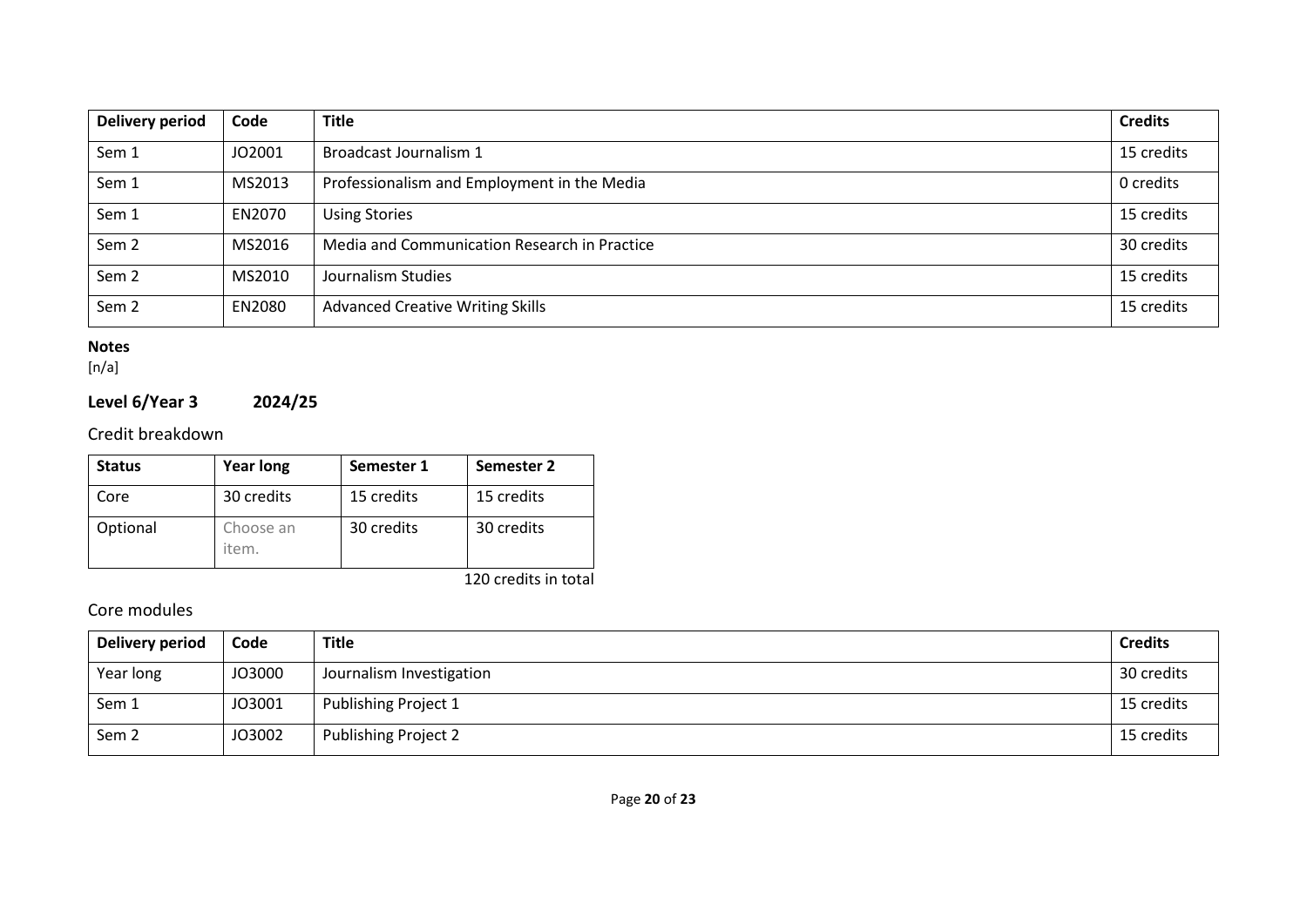| Delivery period | Code | Title | Credits |
|---|---|---|---|
| Sem 1 | JO2001 | Broadcast Journalism 1 | 15 credits |
| Sem 1 | MS2013 | Professionalism and Employment in the Media | 0 credits |
| Sem 1 | EN2070 | Using Stories | 15 credits |
| Sem 2 | MS2016 | Media and Communication Research in Practice | 30 credits |
| Sem 2 | MS2010 | Journalism Studies | 15 credits |
| Sem 2 | EN2080 | Advanced Creative Writing Skills | 15 credits |

**Notes**
[n/a]

## Level 6/Year 3 2024/25

### Credit breakdown

| Status | Year long | Semester 1 | Semester 2 |
|---|---|---|---|
| Core | 30 credits | 15 credits | 15 credits |
| Optional | Choose an item. | 30 credits | 30 credits |

120 credits in total

### Core modules

| Delivery period | Code | Title | Credits |
|---|---|---|---|
| Year long | JO3000 | Journalism Investigation | 30 credits |
| Sem 1 | JO3001 | Publishing Project 1 | 15 credits |
| Sem 2 | JO3002 | Publishing Project 2 | 15 credits |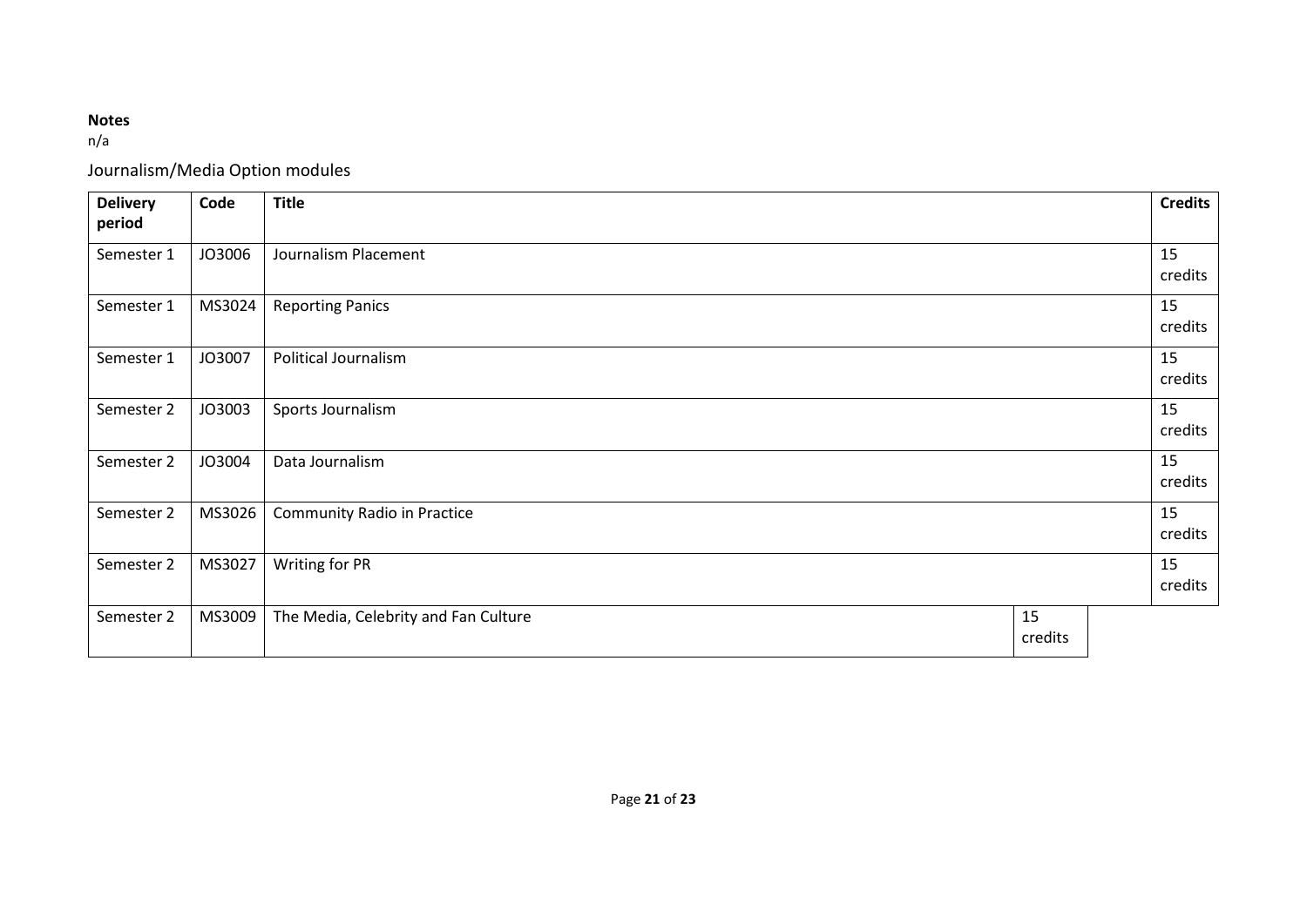**Notes**

n/a

Journalism/Media Option modules

| Delivery period | Code | Title | Credits |
|---|---|---|---|
| Semester 1 | JO3006 | Journalism Placement | 15 credits |
| Semester 1 | MS3024 | Reporting Panics | 15 credits |
| Semester 1 | JO3007 | Political Journalism | 15 credits |
| Semester 2 | JO3003 | Sports Journalism | 15 credits |
| Semester 2 | JO3004 | Data Journalism | 15 credits |
| Semester 2 | MS3026 | Community Radio in Practice | 15 credits |
| Semester 2 | MS3027 | Writing for PR | 15 credits |
| Semester 2 | MS3009 | The Media, Celebrity and Fan Culture | 15 credits |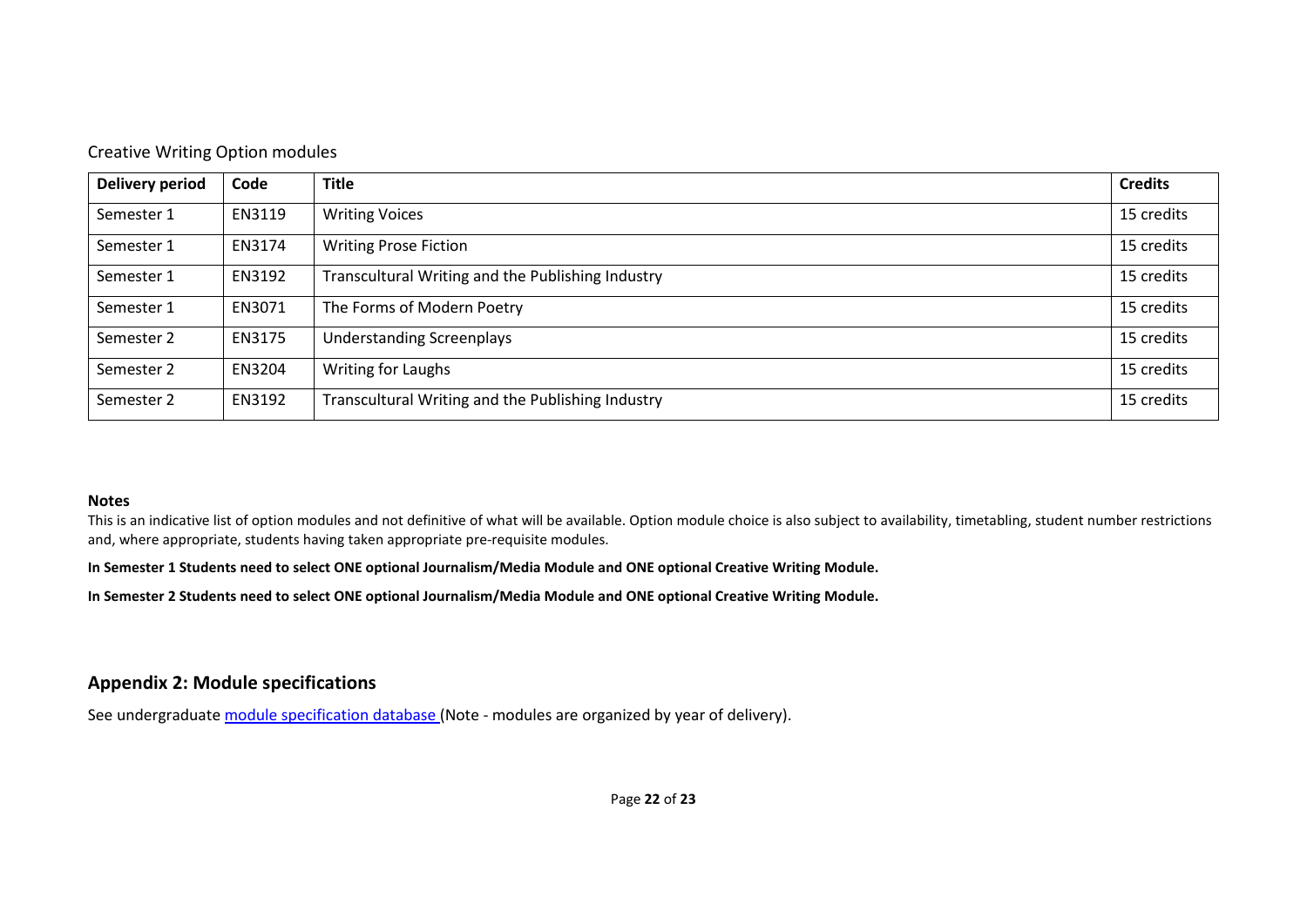Creative Writing Option modules

| Delivery period | Code | Title | Credits |
|---|---|---|---|
| Semester 1 | EN3119 | Writing Voices | 15 credits |
| Semester 1 | EN3174 | Writing Prose Fiction | 15 credits |
| Semester 1 | EN3192 | Transcultural Writing and the Publishing Industry | 15 credits |
| Semester 1 | EN3071 | The Forms of Modern Poetry | 15 credits |
| Semester 2 | EN3175 | Understanding Screenplays | 15 credits |
| Semester 2 | EN3204 | Writing for Laughs | 15 credits |
| Semester 2 | EN3192 | Transcultural Writing and the Publishing Industry | 15 credits |

**Notes**

This is an indicative list of option modules and not definitive of what will be available. Option module choice is also subject to availability, timetabling, student number restrictions and, where appropriate, students having taken appropriate pre-requisite modules.

**In Semester 1 Students need to select ONE optional Journalism/Media Module and ONE optional Creative Writing Module.**

**In Semester 2 Students need to select ONE optional Journalism/Media Module and ONE optional Creative Writing Module.**

## Appendix 2: Module specifications

See undergraduate module specification database (Note - modules are organized by year of delivery).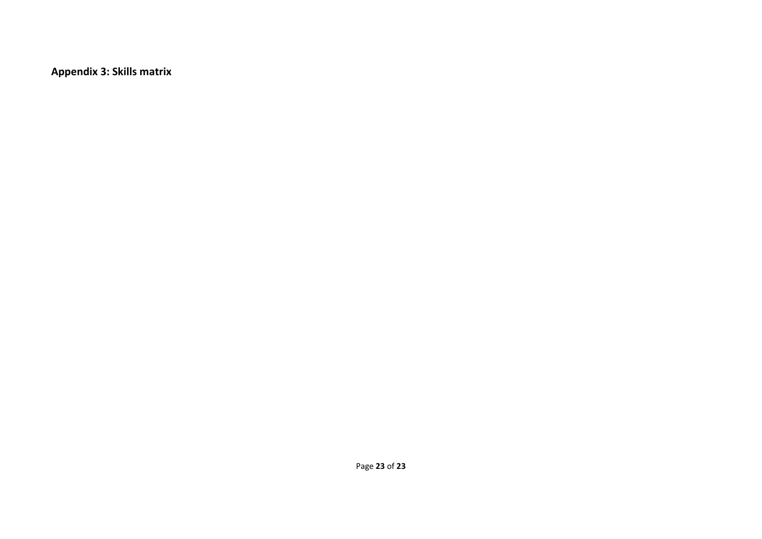**Appendix 3: Skills matrix**